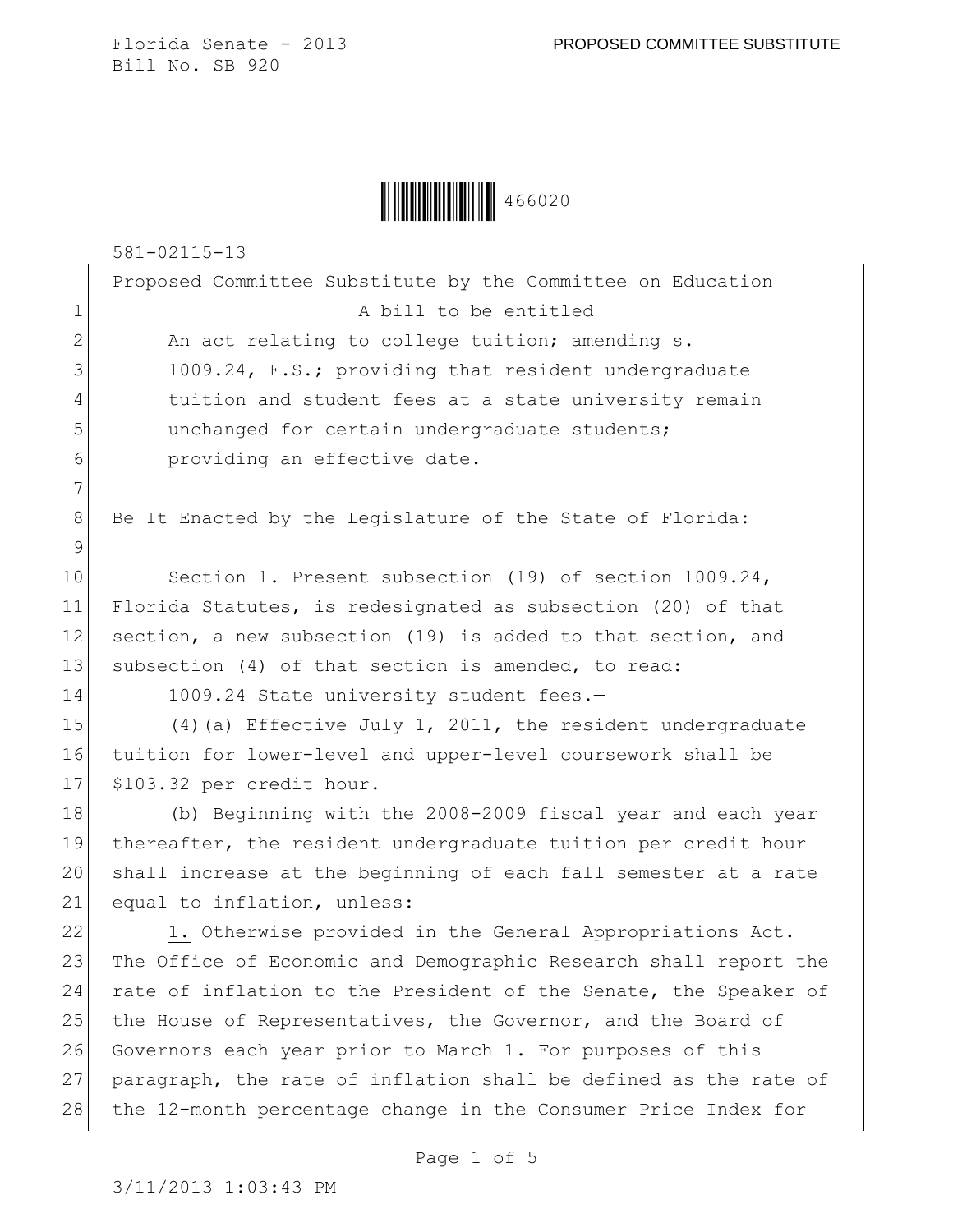Florida Senate - 2013

Bill No. SB 920

PROPOSED COMMITTEE SUBSTITUTE

466020

581-02115-13

Proposed Committee Substitute by the Committee on Education

A bill to be entitled

An act relating to college tuition; amending s. 1009.24, F.S.; providing that resident undergraduate tuition and student fees at a state university remain unchanged for certain undergraduate students; providing an effective date.

Be It Enacted by the Legislature of the State of Florida:

Section 1. Present subsection (19) of section 1009.24, Florida Statutes, is redesignated as subsection (20) of that section, a new subsection (19) is added to that section, and subsection (4) of that section is amended, to read:

1009.24 State university student fees.—

(4)(a) Effective July 1, 2011, the resident undergraduate tuition for lower-level and upper-level coursework shall be $103.32 per credit hour.

(b) Beginning with the 2008-2009 fiscal year and each year thereafter, the resident undergraduate tuition per credit hour shall increase at the beginning of each fall semester at a rate equal to inflation, unless:

1. Otherwise provided in the General Appropriations Act. The Office of Economic and Demographic Research shall report the rate of inflation to the President of the Senate, the Speaker of the House of Representatives, the Governor, and the Board of Governors each year prior to March 1. For purposes of this paragraph, the rate of inflation shall be defined as the rate of the 12-month percentage change in the Consumer Price Index for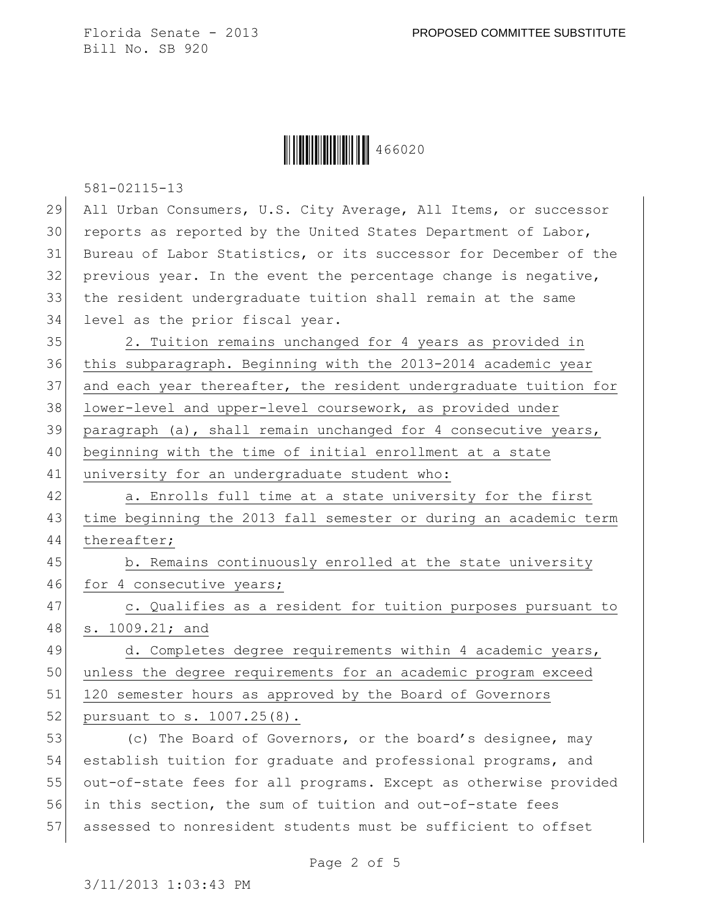All Urban Consumers, U.S. City Average, All Items, or successor reports as reported by the United States Department of Labor, Bureau of Labor Statistics, or its successor for December of the previous year. In the event the percentage change is negative, the resident undergraduate tuition shall remain at the same level as the prior fiscal year.

2. Tuition remains unchanged for 4 years as provided in this subparagraph. Beginning with the 2013-2014 academic year and each year thereafter, the resident undergraduate tuition for lower-level and upper-level coursework, as provided under paragraph (a), shall remain unchanged for 4 consecutive years, beginning with the time of initial enrollment at a state university for an undergraduate student who:

a. Enrolls full time at a state university for the first time beginning the 2013 fall semester or during an academic term thereafter;

b. Remains continuously enrolled at the state university for 4 consecutive years;

c. Qualifies as a resident for tuition purposes pursuant to s. 1009.21; and

d. Completes degree requirements within 4 academic years, unless the degree requirements for an academic program exceed 120 semester hours as approved by the Board of Governors pursuant to s. 1007.25(8).

(c) The Board of Governors, or the board's designee, may establish tuition for graduate and professional programs, and out-of-state fees for all programs. Except as otherwise provided in this section, the sum of tuition and out-of-state fees assessed to nonresident students must be sufficient to offset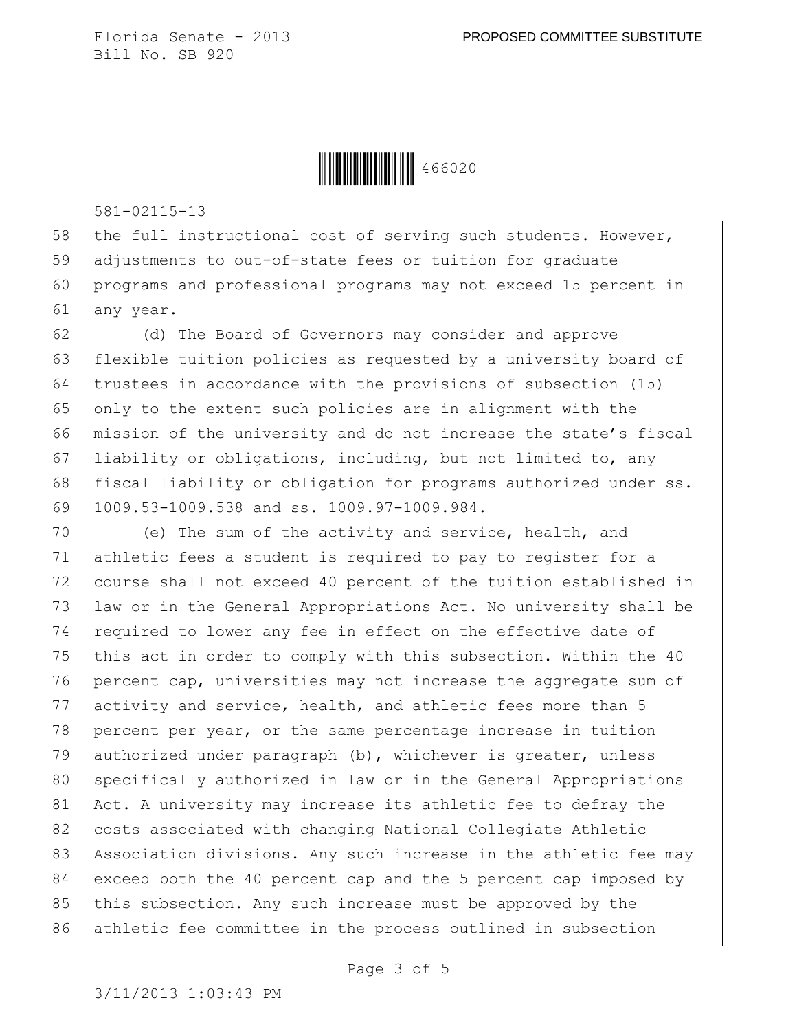the full instructional cost of serving such students. However, adjustments to out-of-state fees or tuition for graduate programs and professional programs may not exceed 15 percent in any year.

(d) The Board of Governors may consider and approve flexible tuition policies as requested by a university board of trustees in accordance with the provisions of subsection (15) only to the extent such policies are in alignment with the mission of the university and do not increase the state's fiscal liability or obligations, including, but not limited to, any fiscal liability or obligation for programs authorized under ss. 1009.53-1009.538 and ss. 1009.97-1009.984.

(e) The sum of the activity and service, health, and athletic fees a student is required to pay to register for a course shall not exceed 40 percent of the tuition established in law or in the General Appropriations Act. No university shall be required to lower any fee in effect on the effective date of this act in order to comply with this subsection. Within the 40 percent cap, universities may not increase the aggregate sum of activity and service, health, and athletic fees more than 5 percent per year, or the same percentage increase in tuition authorized under paragraph (b), whichever is greater, unless specifically authorized in law or in the General Appropriations Act. A university may increase its athletic fee to defray the costs associated with changing National Collegiate Athletic Association divisions. Any such increase in the athletic fee may exceed both the 40 percent cap and the 5 percent cap imposed by this subsection. Any such increase must be approved by the athletic fee committee in the process outlined in subsection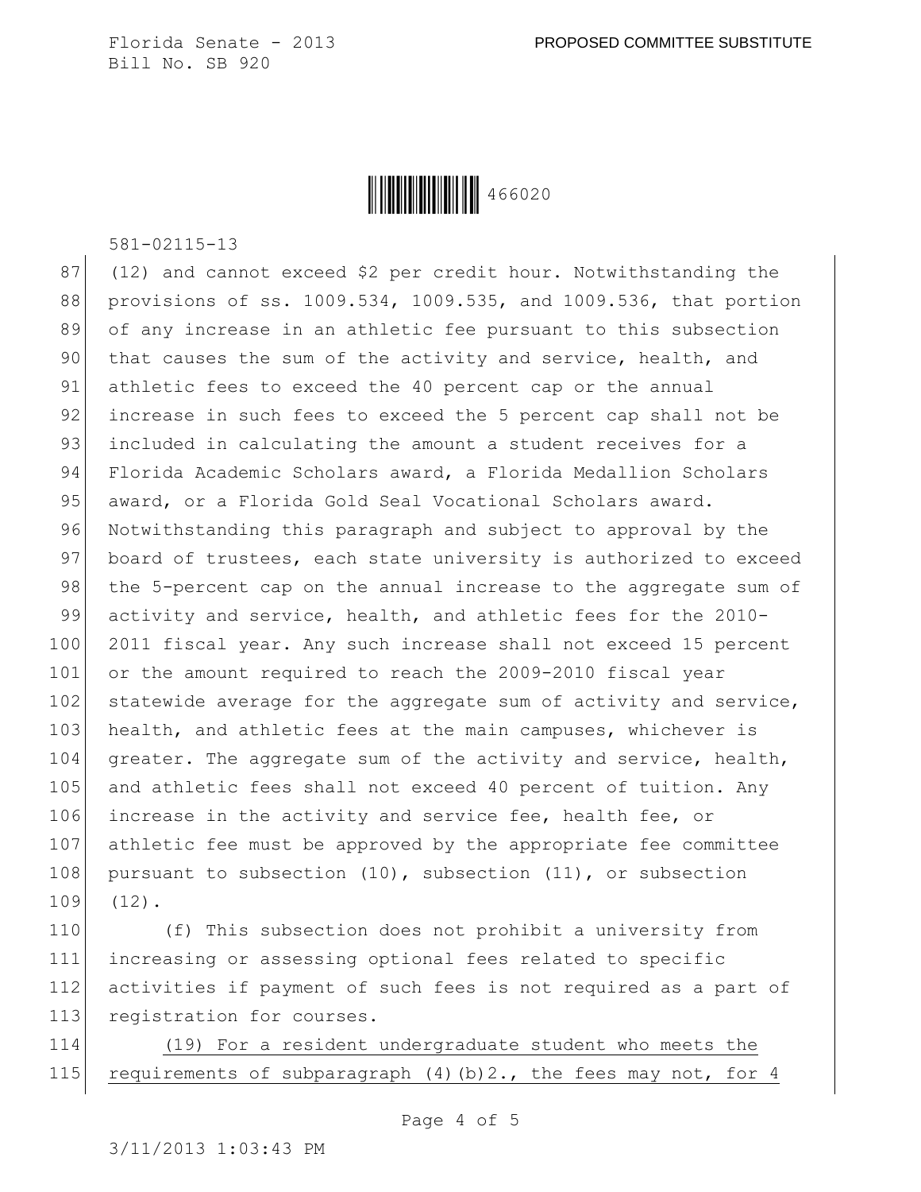581-02115-13

(12) and cannot exceed $2 per credit hour. Notwithstanding the provisions of ss. 1009.534, 1009.535, and 1009.536, that portion of any increase in an athletic fee pursuant to this subsection that causes the sum of the activity and service, health, and athletic fees to exceed the 40 percent cap or the annual increase in such fees to exceed the 5 percent cap shall not be included in calculating the amount a student receives for a Florida Academic Scholars award, a Florida Medallion Scholars award, or a Florida Gold Seal Vocational Scholars award. Notwithstanding this paragraph and subject to approval by the board of trustees, each state university is authorized to exceed the 5-percent cap on the annual increase to the aggregate sum of activity and service, health, and athletic fees for the 2010-2011 fiscal year. Any such increase shall not exceed 15 percent or the amount required to reach the 2009-2010 fiscal year statewide average for the aggregate sum of activity and service, health, and athletic fees at the main campuses, whichever is greater. The aggregate sum of the activity and service, health, and athletic fees shall not exceed 40 percent of tuition. Any increase in the activity and service fee, health fee, or athletic fee must be approved by the appropriate fee committee pursuant to subsection (10), subsection (11), or subsection (12).

(f) This subsection does not prohibit a university from increasing or assessing optional fees related to specific activities if payment of such fees is not required as a part of registration for courses.

<u>(19) For a resident undergraduate student who meets the requirements of subparagraph (4)(b)2., the fees may not, for 4</u>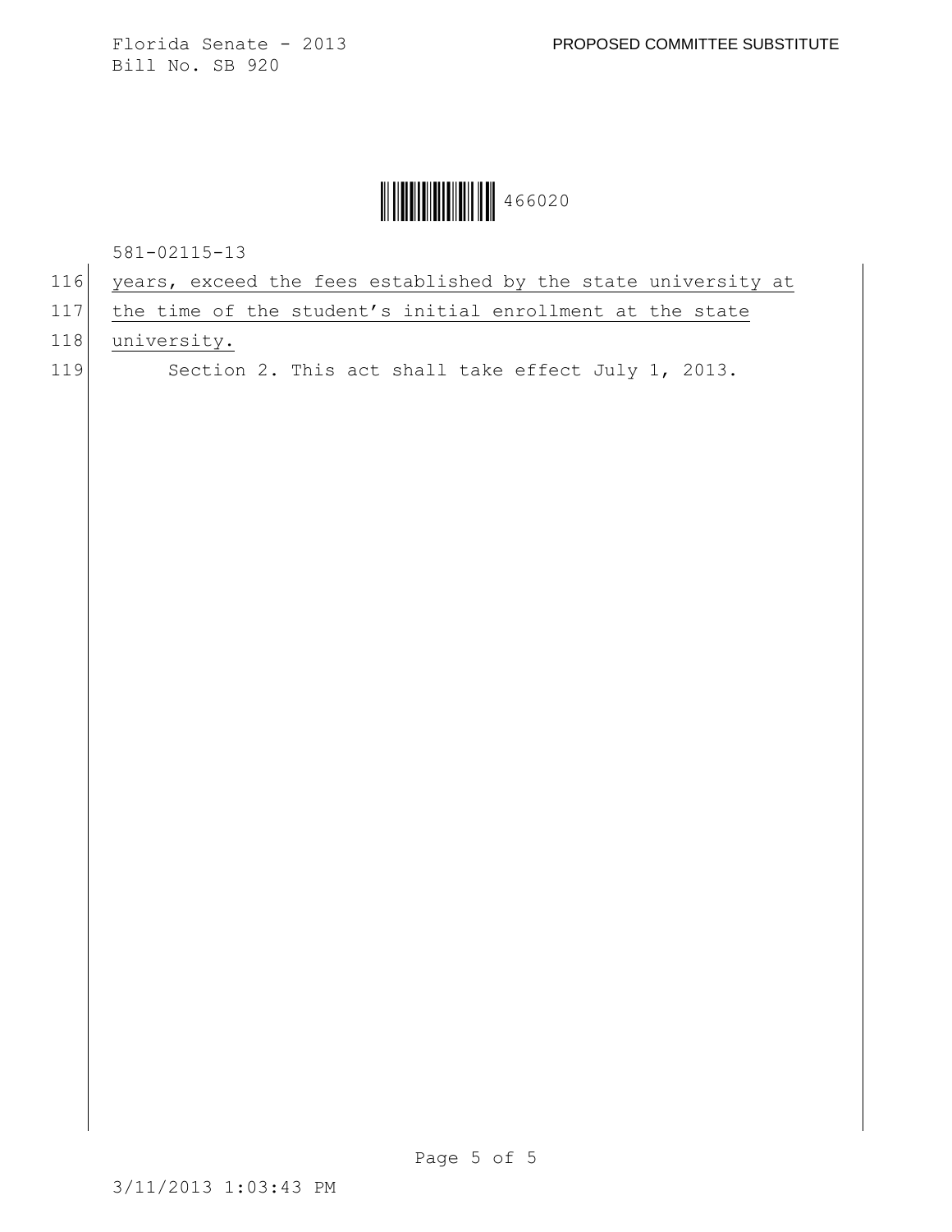581-02115-13

116 years, exceed the fees established by the state university at
117 the time of the student's initial enrollment at the state
118 university.
119 Section 2. This act shall take effect July 1, 2013.

3/11/2013 1:03:43 PM